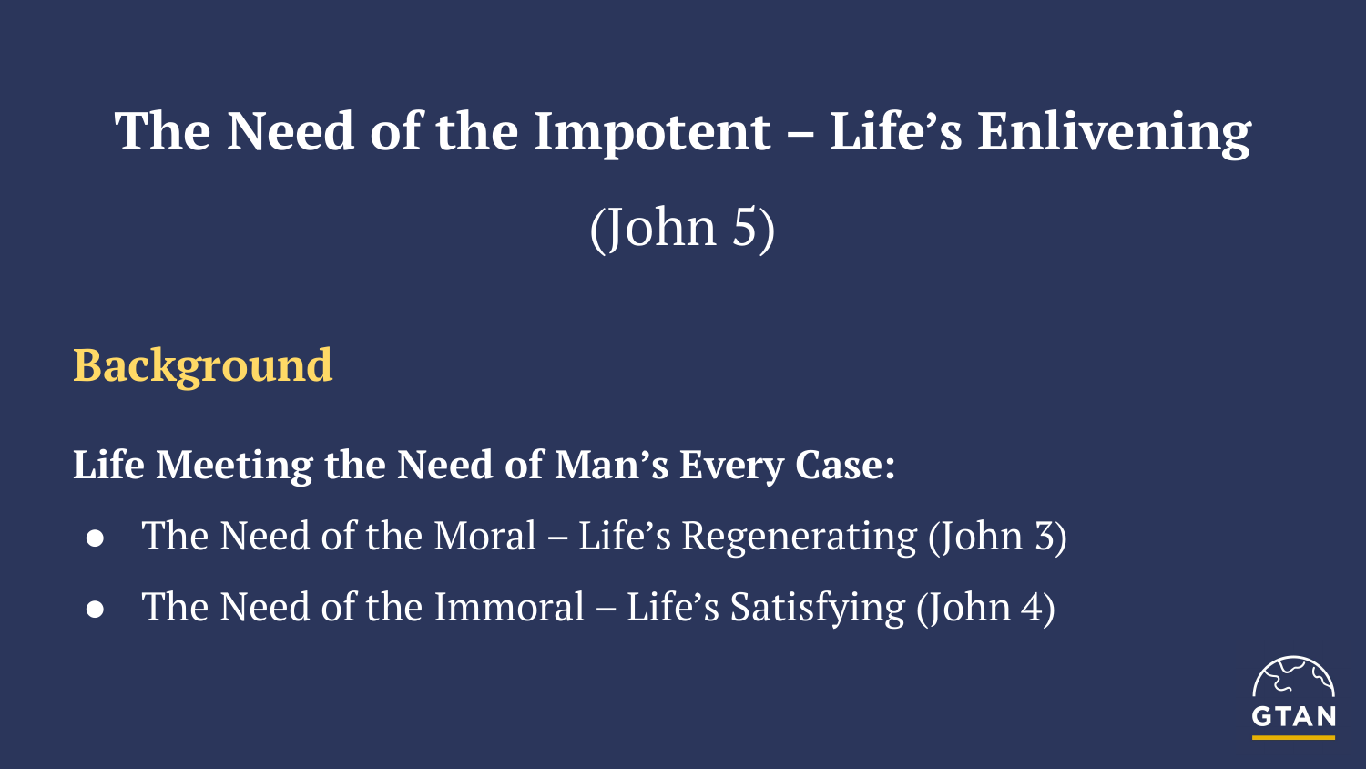# The Need of the Impotent – Life's Enlivening

(John 5)

## Background

**Life Meeting the Need of Man's Every Case:**

- The Need of the Moral – Life's Regenerating (John 3)
- The Need of the Immoral – Life's Satisfying (John 4)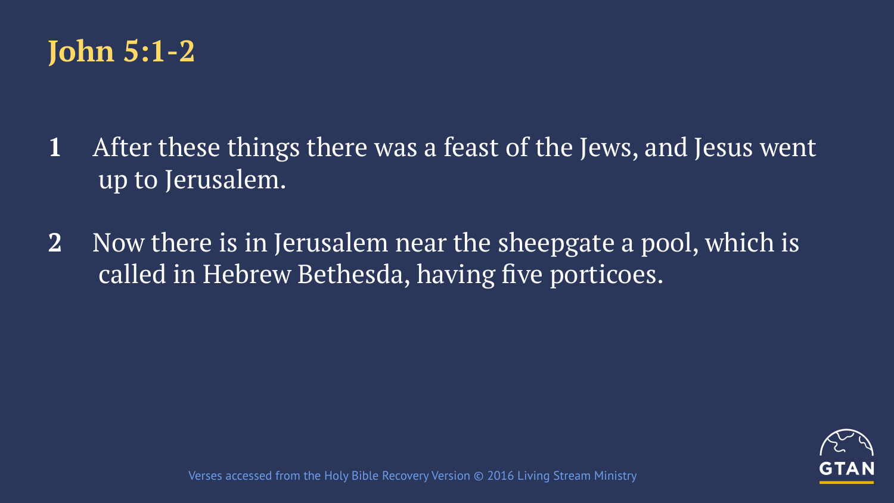# John 5:1-2

**1** After these things there was a feast of the Jews, and Jesus went up to Jerusalem.

**2** Now there is in Jerusalem near the sheepgate a pool, which is called in Hebrew Bethesda, having five porticoes.

Verses accessed from the Holy Bible Recovery Version © 2016 Living Stream Ministry

GTAN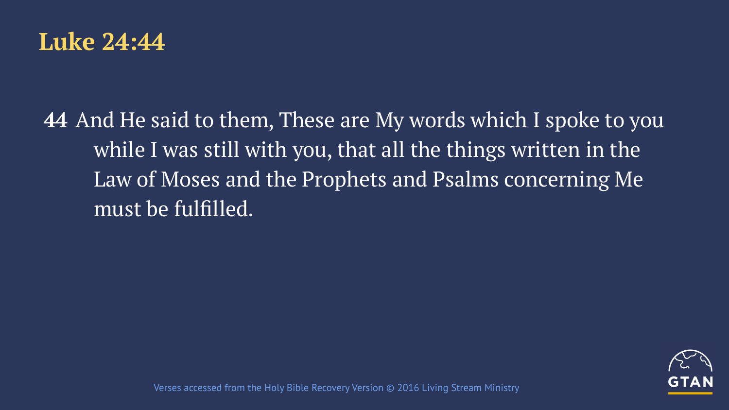# Luke 24:44

**44** And He said to them, These are My words which I spoke to you while I was still with you, that all the things written in the Law of Moses and the Prophets and Psalms concerning Me must be fulfilled.

Verses accessed from the Holy Bible Recovery Version © 2016 Living Stream Ministry

GTAN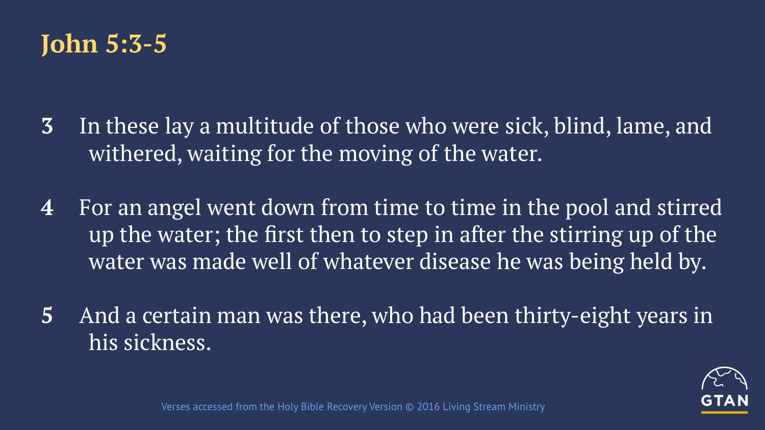# John 5:3-5

**3** In these lay a multitude of those who were sick, blind, lame, and withered, waiting for the moving of the water.

**4** For an angel went down from time to time in the pool and stirred up the water; the first then to step in after the stirring up of the water was made well of whatever disease he was being held by.

**5** And a certain man was there, who had been thirty-eight years in his sickness.

Verses accessed from the Holy Bible Recovery Version © 2016 Living Stream Ministry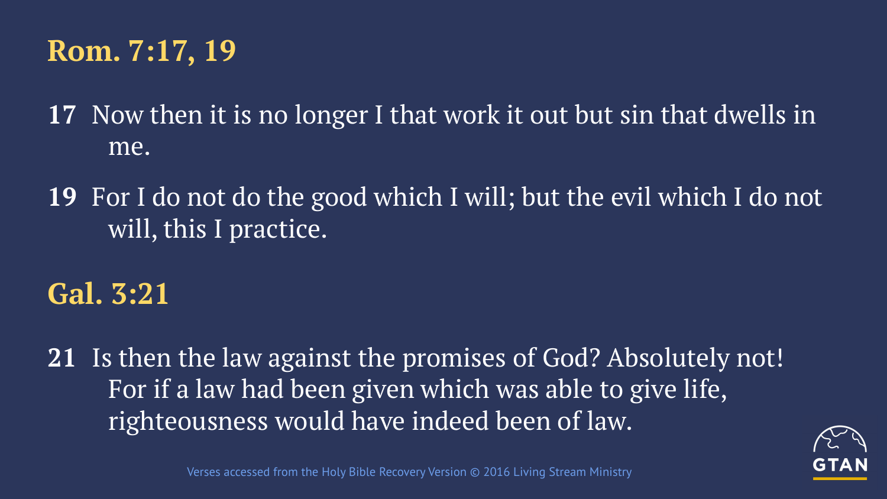## Rom. 7:17, 19

**17** Now then it is no longer I that work it out but sin that dwells in me.

**19** For I do not do the good which I will; but the evil which I do not will, this I practice.

## Gal. 3:21

**21** Is then the law against the promises of God? Absolutely not! For if a law had been given which was able to give life, righteousness would have indeed been of law.

Verses accessed from the Holy Bible Recovery Version © 2016 Living Stream Ministry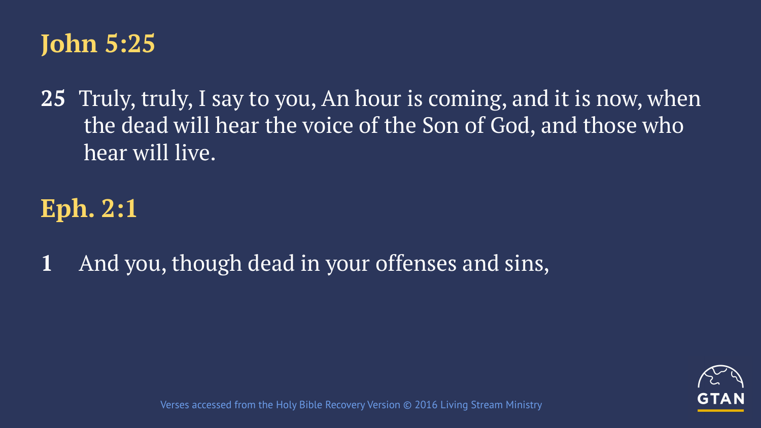## John 5:25

**25** Truly, truly, I say to you, An hour is coming, and it is now, when the dead will hear the voice of the Son of God, and those who hear will live.

## Eph. 2:1

**1** And you, though dead in your offenses and sins,

Verses accessed from the Holy Bible Recovery Version © 2016 Living Stream Ministry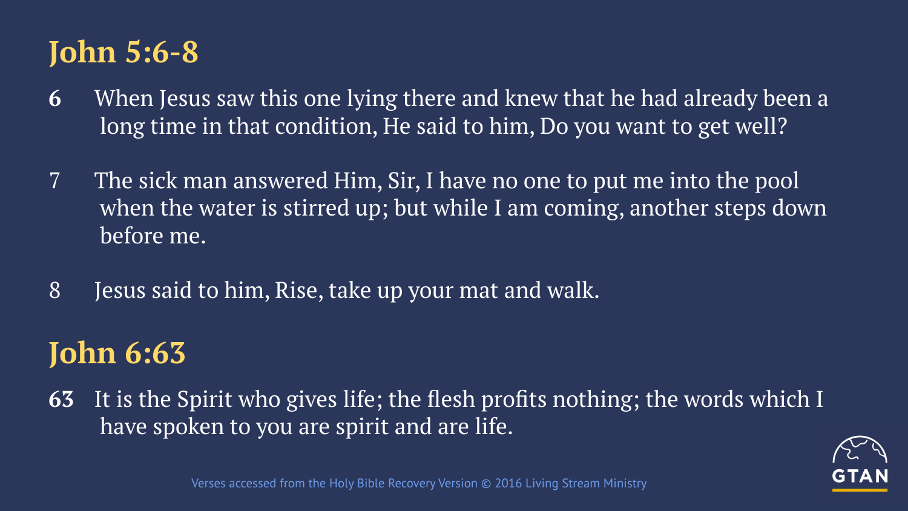## John 5:6-8

**6** When Jesus saw this one lying there and knew that he had already been a long time in that condition, He said to him, Do you want to get well?

7 The sick man answered Him, Sir, I have no one to put me into the pool when the water is stirred up; but while I am coming, another steps down before me.

8 Jesus said to him, Rise, take up your mat and walk.

## John 6:63

**63** It is the Spirit who gives life; the flesh profits nothing; the words which I have spoken to you are spirit and are life.

Verses accessed from the Holy Bible Recovery Version © 2016 Living Stream Ministry

GTAN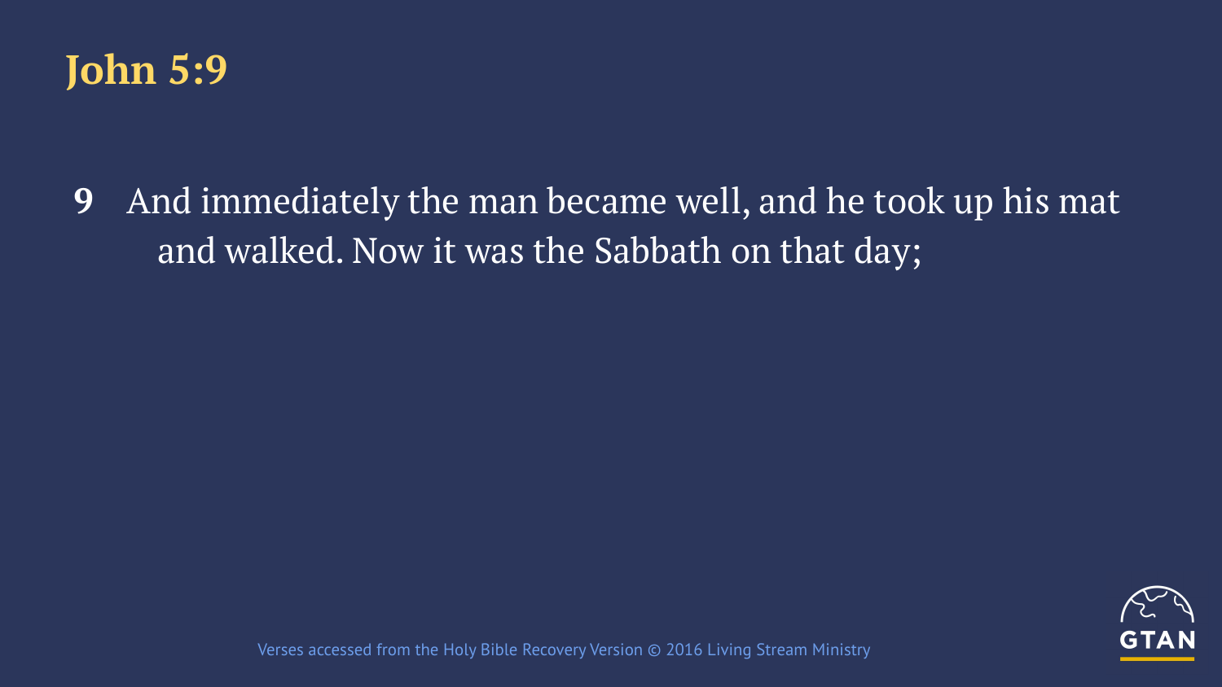# John 5:9

**9** And immediately the man became well, and he took up his mat and walked. Now it was the Sabbath on that day;

Verses accessed from the Holy Bible Recovery Version © 2016 Living Stream Ministry

GTAN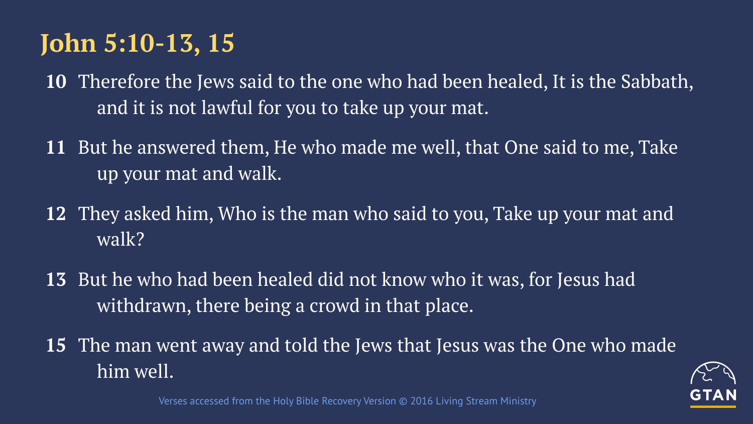# John 5:10-13, 15

**10** Therefore the Jews said to the one who had been healed, It is the Sabbath, and it is not lawful for you to take up your mat.

**11** But he answered them, He who made me well, that One said to me, Take up your mat and walk.

**12** They asked him, Who is the man who said to you, Take up your mat and walk?

**13** But he who had been healed did not know who it was, for Jesus had withdrawn, there being a crowd in that place.

**15** The man went away and told the Jews that Jesus was the One who made him well.

Verses accessed from the Holy Bible Recovery Version © 2016 Living Stream Ministry

GTAN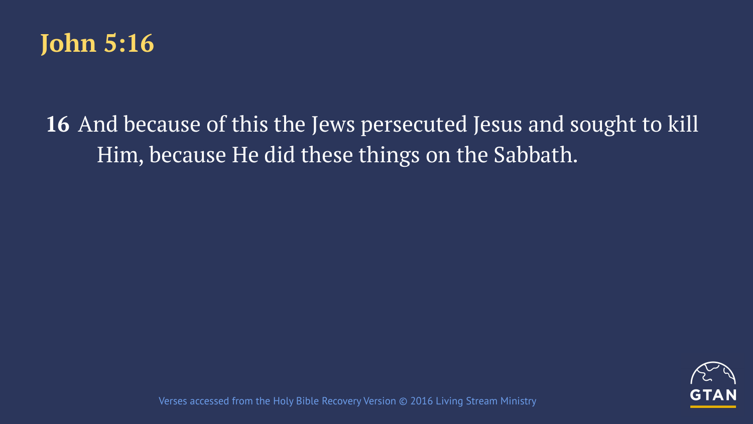# John 5:16

**16** And because of this the Jews persecuted Jesus and sought to kill Him, because He did these things on the Sabbath.

Verses accessed from the Holy Bible Recovery Version © 2016 Living Stream Ministry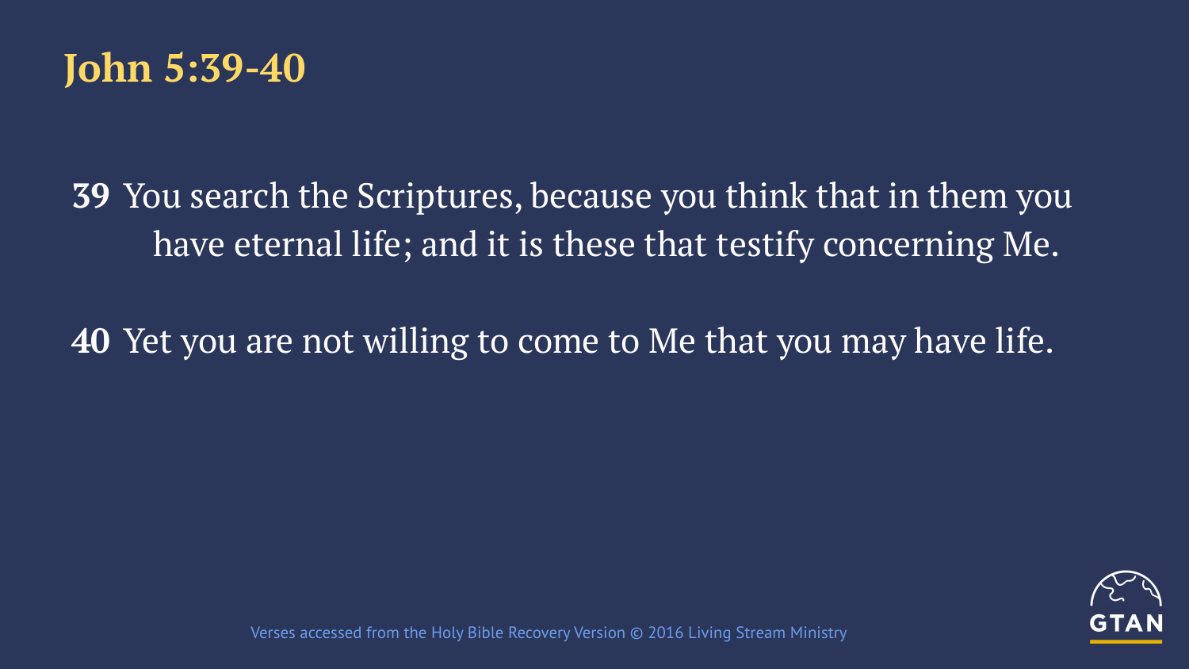# John 5:39-40

**39** You search the Scriptures, because you think that in them you have eternal life; and it is these that testify concerning Me.

**40** Yet you are not willing to come to Me that you may have life.

Verses accessed from the Holy Bible Recovery Version © 2016 Living Stream Ministry